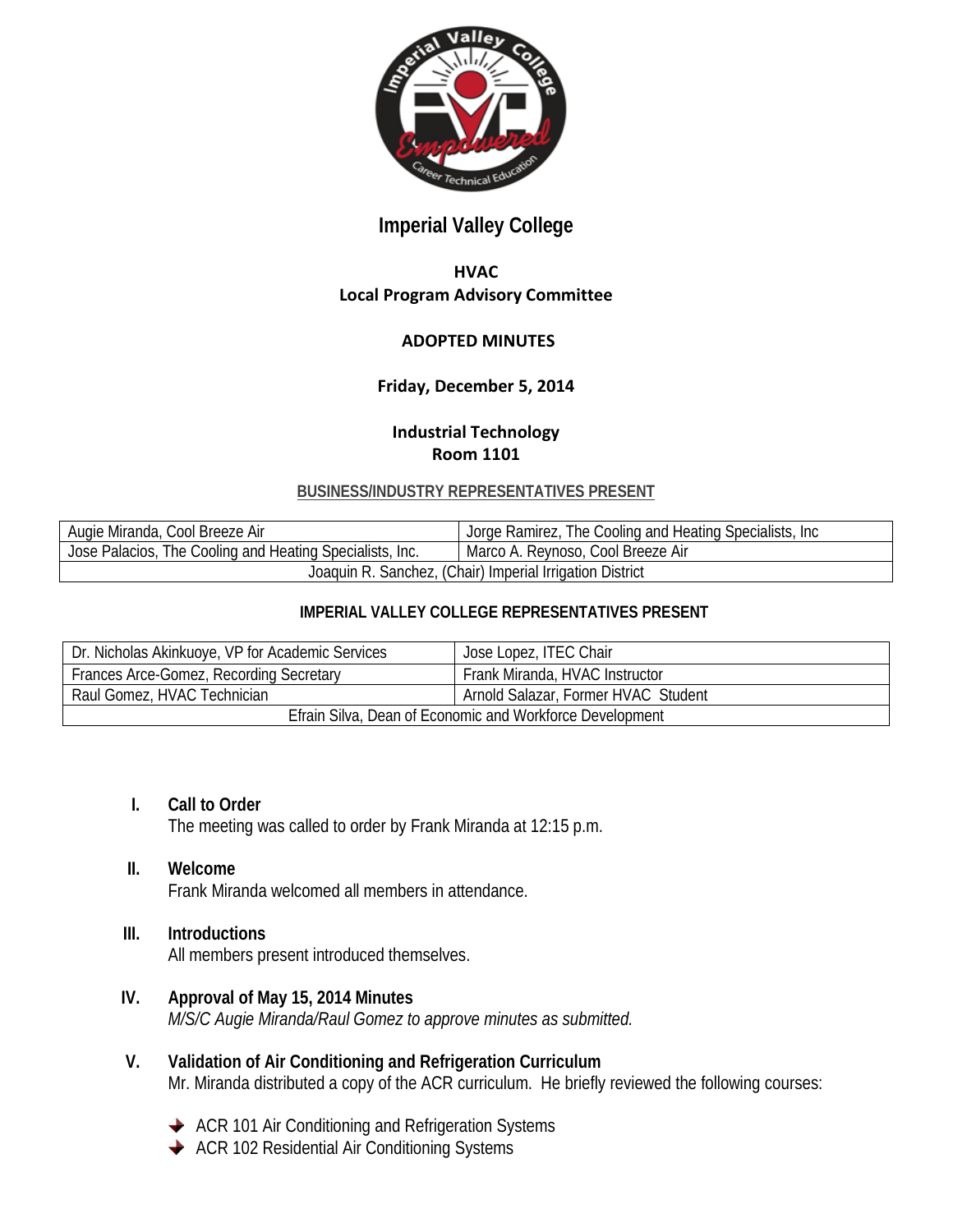# Imperial Valley College

## HVAC
## Local Program Advisory Committee

### ADOPTED MINUTES

**Friday, December 5, 2014**

**Industrial Technology**
**Room 1101**

**BUSINESS/INDUSTRY REPRESENTATIVES PRESENT**

| | |
|---|---|
| Augie Miranda, Cool Breeze Air | Jorge Ramirez, The Cooling and Heating Specialists, Inc |
| Jose Palacios, The Cooling and Heating Specialists, Inc. | Marco A. Reynoso, Cool Breeze Air |
| Joaquin R. Sanchez, (Chair) Imperial Irrigation District | |

**IMPERIAL VALLEY COLLEGE REPRESENTATIVES PRESENT**

| | |
|---|---|
| Dr. Nicholas Akinkuoye, VP for Academic Services | Jose Lopez, ITEC Chair |
| Frances Arce-Gomez, Recording Secretary | Frank Miranda, HVAC Instructor |
| Raul Gomez, HVAC Technician | Arnold Salazar, Former HVAC Student |
| Efrain Silva, Dean of Economic and Workforce Development | |

**I. Call to Order**
The meeting was called to order by Frank Miranda at 12:15 p.m.

**II. Welcome**
Frank Miranda welcomed all members in attendance.

**III. Introductions**
All members present introduced themselves.

**IV. Approval of May 15, 2014 Minutes**
*M/S/C Augie Miranda/Raul Gomez to approve minutes as submitted.*

**V. Validation of Air Conditioning and Refrigeration Curriculum**
Mr. Miranda distributed a copy of the ACR curriculum. He briefly reviewed the following courses:

- ACR 101 Air Conditioning and Refrigeration Systems
- ACR 102 Residential Air Conditioning Systems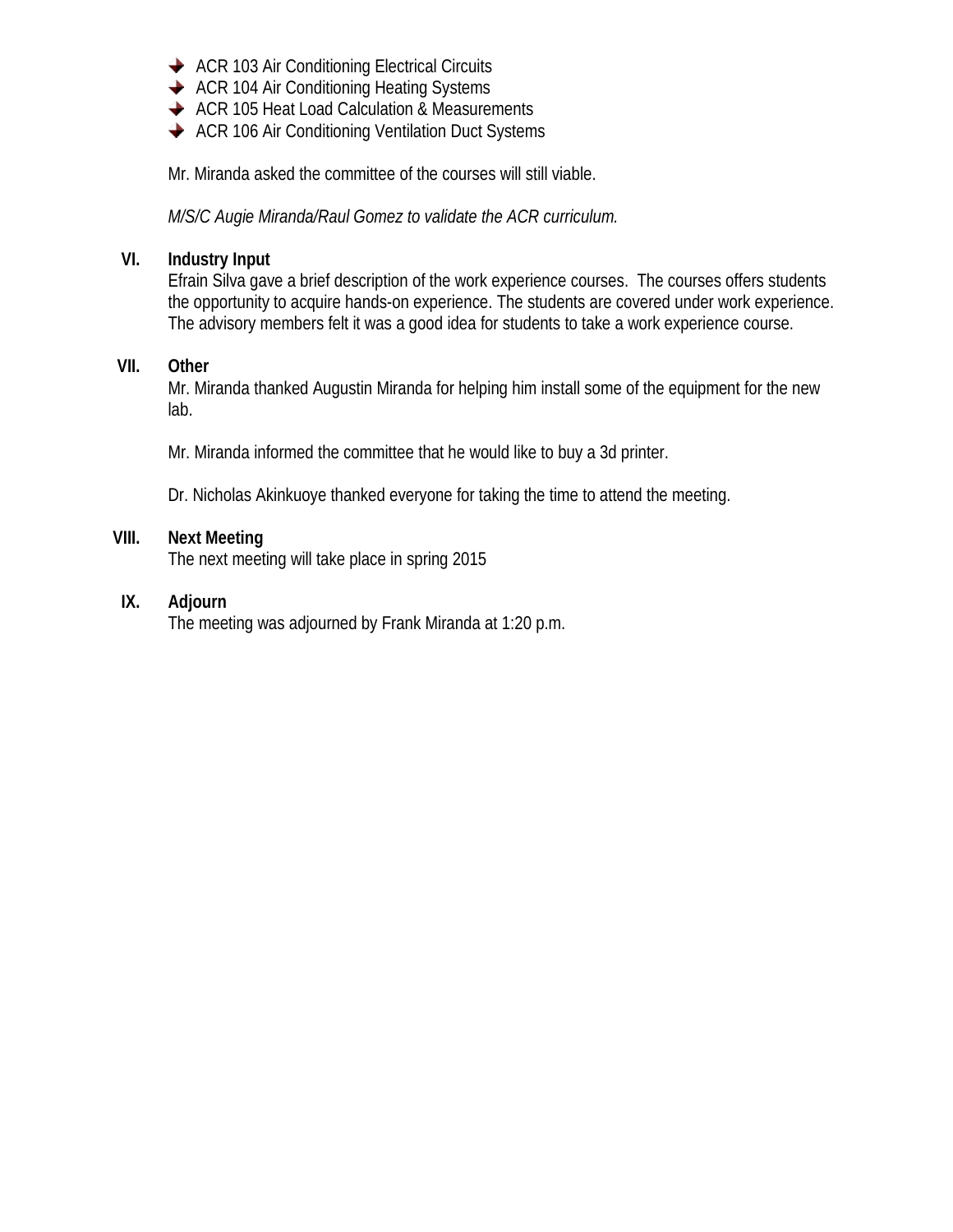- ACR 103 Air Conditioning Electrical Circuits
- ACR 104 Air Conditioning Heating Systems
- ACR 105 Heat Load Calculation & Measurements
- ACR 106 Air Conditioning Ventilation Duct Systems

Mr. Miranda asked the committee of the courses will still viable.

*M/S/C Augie Miranda/Raul Gomez to validate the ACR curriculum.*

## VI. Industry Input

Efrain Silva gave a brief description of the work experience courses. The courses offers students the opportunity to acquire hands-on experience. The students are covered under work experience. The advisory members felt it was a good idea for students to take a work experience course.

## VII. Other

Mr. Miranda thanked Augustin Miranda for helping him install some of the equipment for the new lab.

Mr. Miranda informed the committee that he would like to buy a 3d printer.

Dr. Nicholas Akinkuoye thanked everyone for taking the time to attend the meeting.

## VIII. Next Meeting

The next meeting will take place in spring 2015

## IX. Adjourn

The meeting was adjourned by Frank Miranda at 1:20 p.m.